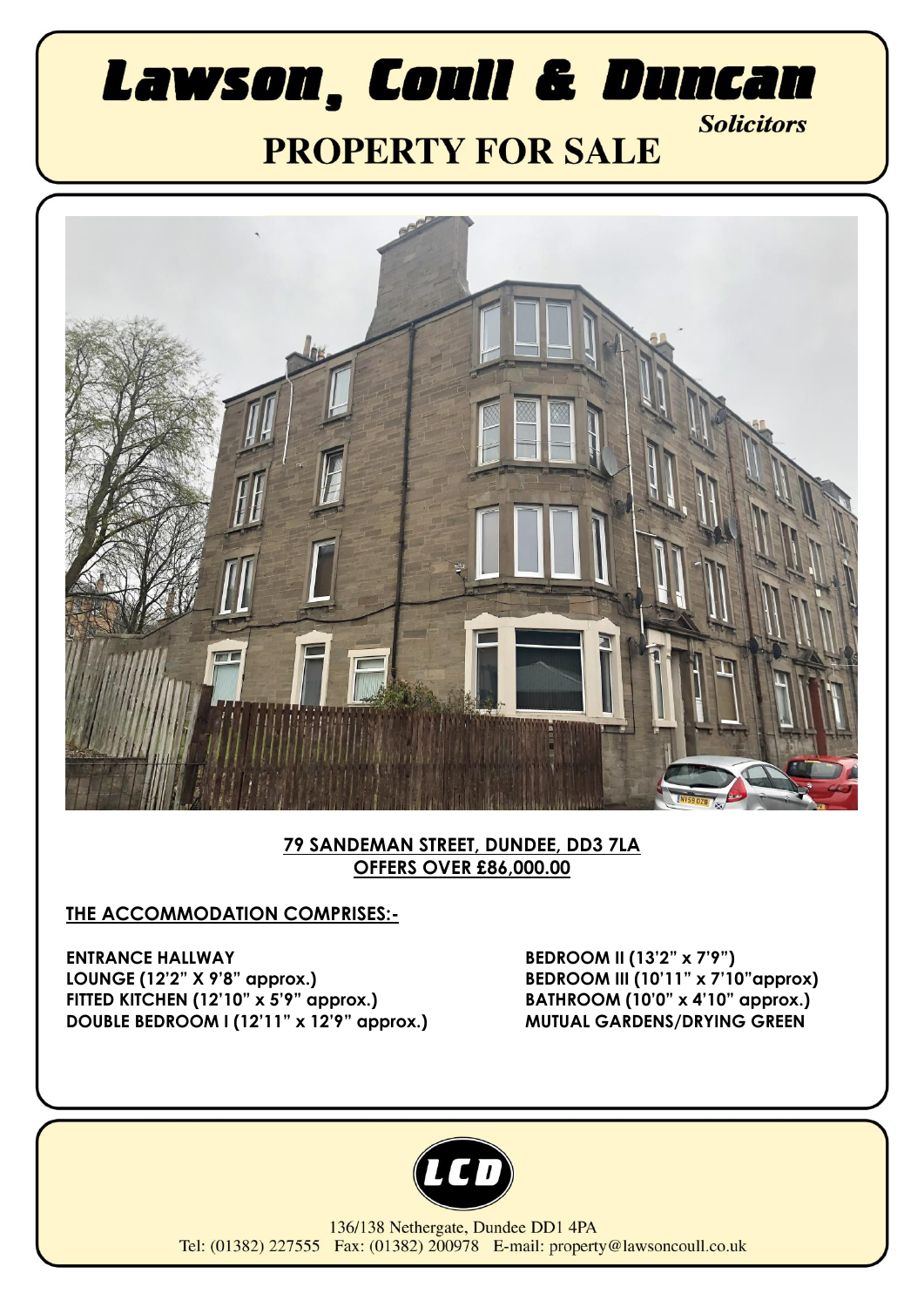# Lawson, Coull & Duncan

*Solicitors*

## PROPERTY FOR SALE

**79 SANDEMAN STREET, DUNDEE, DD3 7LA**
**OFFERS OVER £86,000.00**

**THE ACCOMMODATION COMPRISES:-**

**ENTRANCE HALLWAY**
**LOUNGE (12'2" X 9'8" approx.)**
**FITTED KITCHEN (12'10" x 5'9" approx.)**
**DOUBLE BEDROOM I (12'11" x 12'9" approx.)**
**BEDROOM II (13'2" x 7'9")**
**BEDROOM III (10'11" x 7'10"approx)**
**BATHROOM (10'0" x 4'10" approx.)**
**MUTUAL GARDENS/DRYING GREEN**

LCD

136/138 Nethergate, Dundee DD1 4PA
Tel: (01382) 227555 Fax: (01382) 200978 E-mail: property@lawsoncoull.co.uk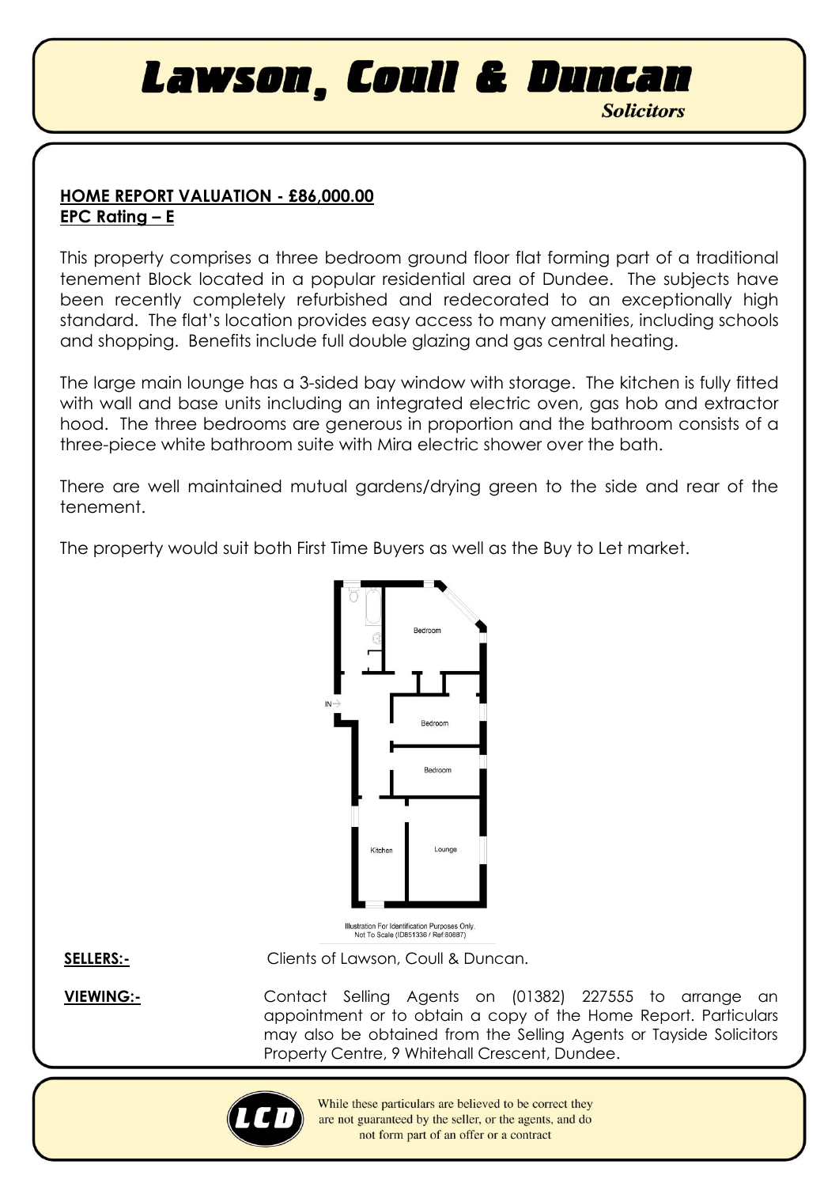# Lawson, Coull & Duncan

*Solicitors*

**HOME REPORT VALUATION - £86,000.00**
**EPC Rating – E**

This property comprises a three bedroom ground floor flat forming part of a traditional tenement Block located in a popular residential area of Dundee. The subjects have been recently completely refurbished and redecorated to an exceptionally high standard. The flat's location provides easy access to many amenities, including schools and shopping. Benefits include full double glazing and gas central heating.

The large main lounge has a 3-sided bay window with storage. The kitchen is fully fitted with wall and base units including an integrated electric oven, gas hob and extractor hood. The three bedrooms are generous in proportion and the bathroom consists of a three-piece white bathroom suite with Mira electric shower over the bath.

There are well maintained mutual gardens/drying green to the side and rear of the tenement.

The property would suit both First Time Buyers as well as the Buy to Let market.

Illustration For Identification Purposes Only. Not To Scale (ID851336 / Ref:80887)

**SELLERS:-** Clients of Lawson, Coull & Duncan.

**VIEWING:-** Contact Selling Agents on (01382) 227555 to arrange an appointment or to obtain a copy of the Home Report. Particulars may also be obtained from the Selling Agents or Tayside Solicitors Property Centre, 9 Whitehall Crescent, Dundee.

While these particulars are believed to be correct they are not guaranteed by the seller, or the agents, and do not form part of an offer or a contract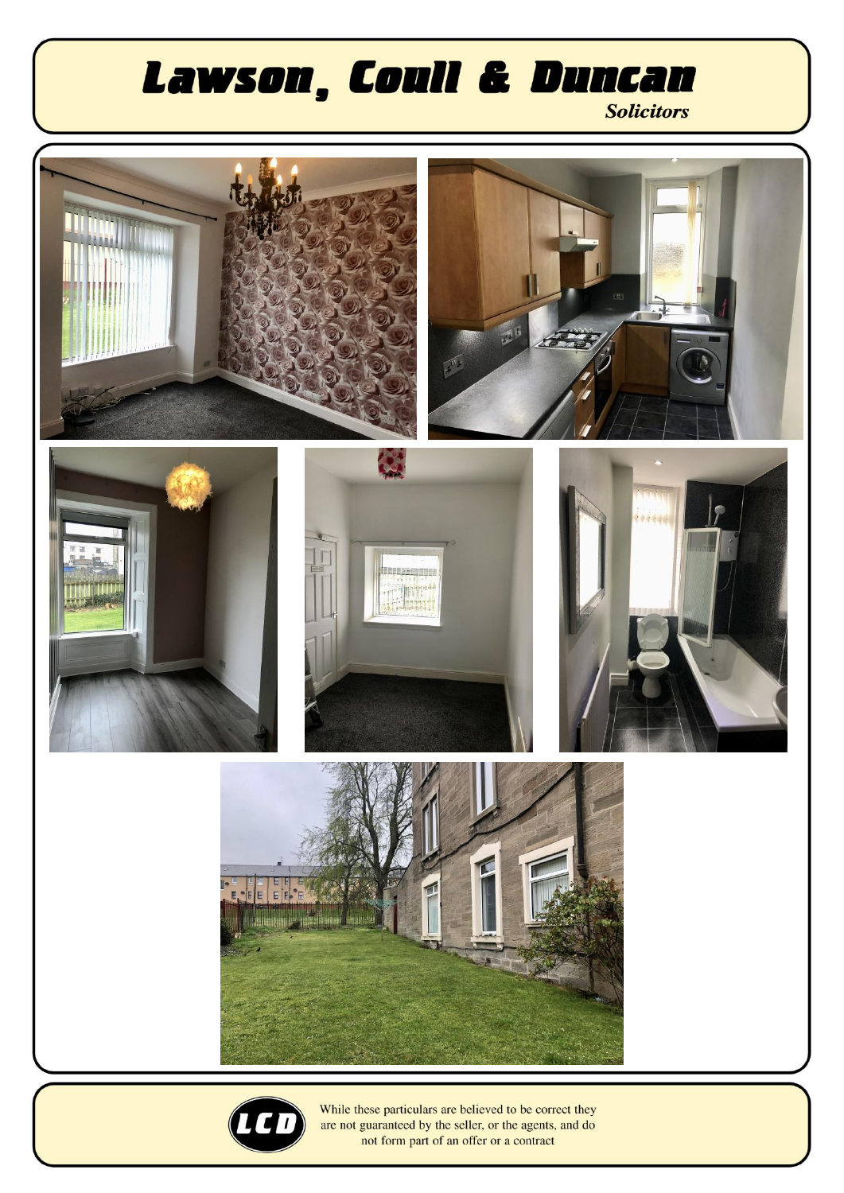# Lawson, Coull & Duncan

*Solicitors*

LCD

While these particulars are believed to be correct they are not guaranteed by the seller, or the agents, and do not form part of an offer or a contract